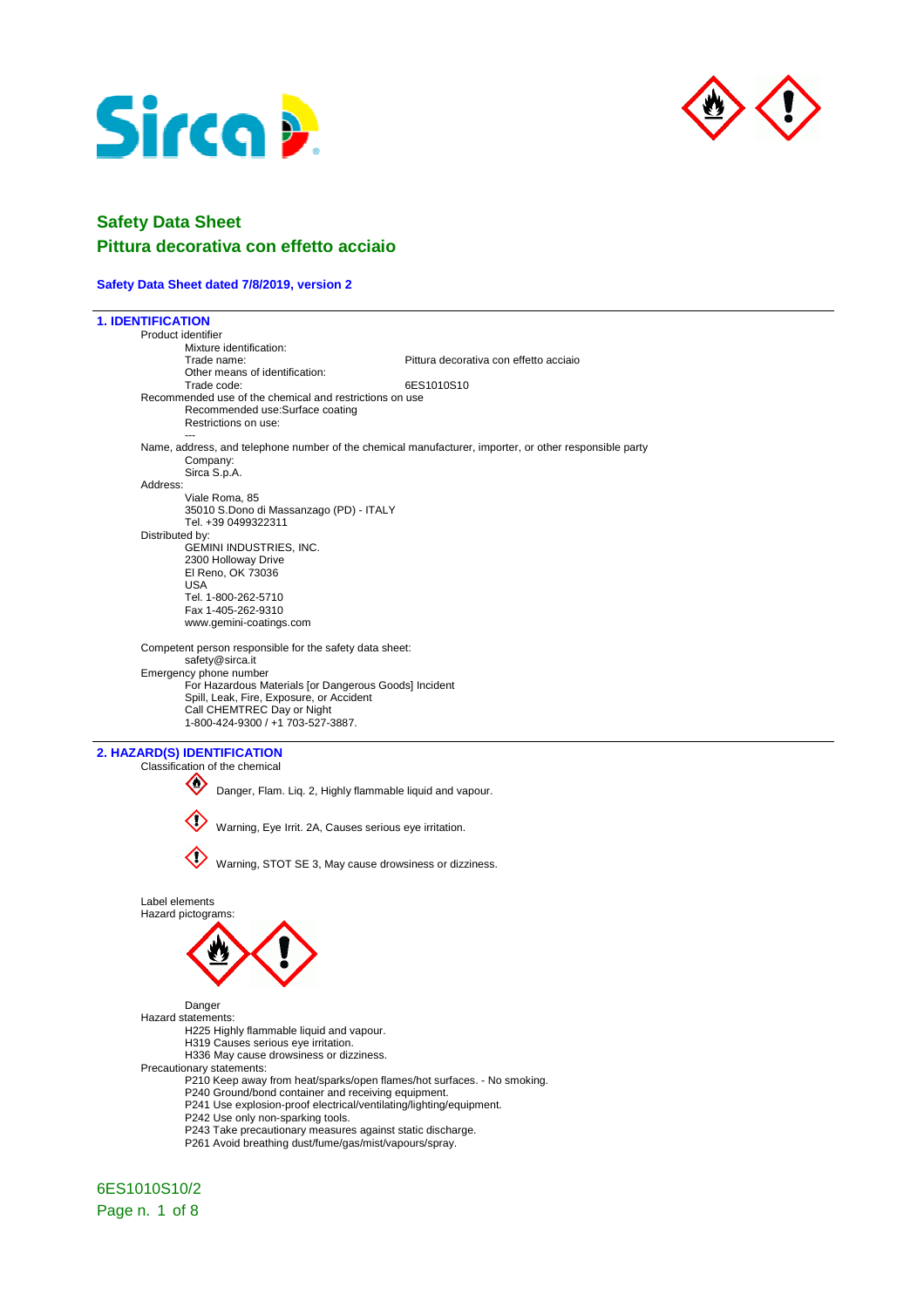# Safety Data Sheet

## Pittura decorativa con effetto acciaio

**Safety Data Sheet dated 7/8/2019, version 2**

### 1. IDENTIFICATION

Product identifier

Mixture identification:

Trade name: Pittura decorativa con effetto acciaio

Other means of identification:

Trade code: 6ES1010S10

Recommended use of the chemical and restrictions on use

Recommended use:Surface coating

Restrictions on use:

---

Name, address, and telephone number of the chemical manufacturer, importer, or other responsible party

Company:

Sirca S.p.A.

Address:

Viale Roma, 85
35010 S.Dono di Massanzago (PD) - ITALY
Tel. +39 0499322311

Distributed by:

GEMINI INDUSTRIES, INC.
2300 Holloway Drive
El Reno, OK 73036
USA
Tel. 1-800-262-5710
Fax 1-405-262-9310
www.gemini-coatings.com

Competent person responsible for the safety data sheet:

safety@sirca.it

Emergency phone number

For Hazardous Materials [or Dangerous Goods] Incident
Spill, Leak, Fire, Exposure, or Accident
Call CHEMTREC Day or Night
1-800-424-9300 / +1 703-527-3887.

### 2. HAZARD(S) IDENTIFICATION

Classification of the chemical

Danger, Flam. Liq. 2, Highly flammable liquid and vapour.

Warning, Eye Irrit. 2A, Causes serious eye irritation.

Warning, STOT SE 3, May cause drowsiness or dizziness.

Label elements

Hazard pictograms:

Danger

Hazard statements:

H225 Highly flammable liquid and vapour.
H319 Causes serious eye irritation.
H336 May cause drowsiness or dizziness.

Precautionary statements:

P210 Keep away from heat/sparks/open flames/hot surfaces. - No smoking.
P240 Ground/bond container and receiving equipment.
P241 Use explosion-proof electrical/ventilating/lighting/equipment.
P242 Use only non-sparking tools.
P243 Take precautionary measures against static discharge.
P261 Avoid breathing dust/fume/gas/mist/vapours/spray.

6ES1010S10/2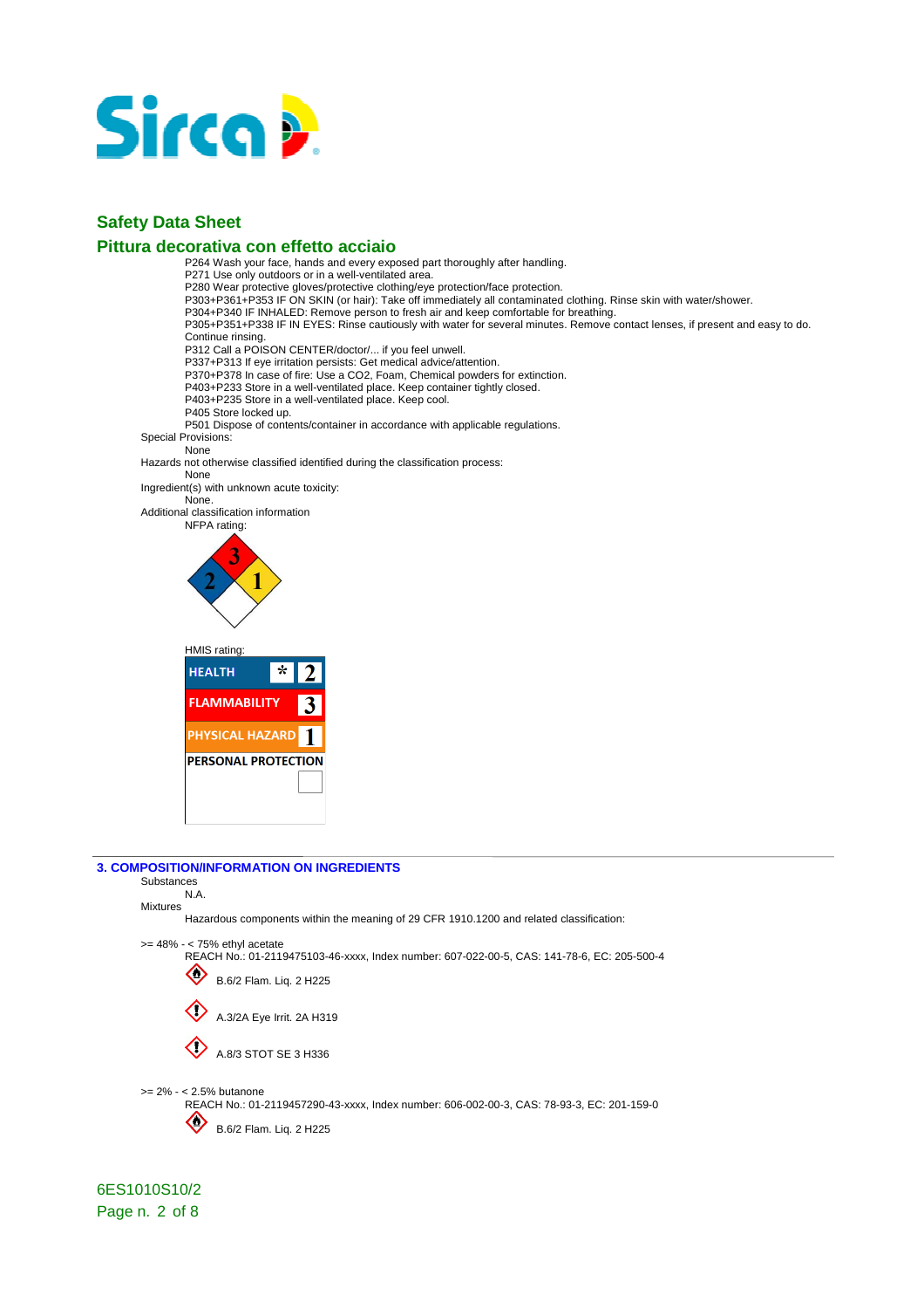P264 Wash your face, hands and every exposed part thoroughly after handling.
P271 Use only outdoors or in a well-ventilated area.
P280 Wear protective gloves/protective clothing/eye protection/face protection.
P303+P361+P353 IF ON SKIN (or hair): Take off immediately all contaminated clothing. Rinse skin with water/shower.
P304+P340 IF INHALED: Remove person to fresh air and keep comfortable for breathing.
P305+P351+P338 IF IN EYES: Rinse cautiously with water for several minutes. Remove contact lenses, if present and easy to do. Continue rinsing.
P312 Call a POISON CENTER/doctor/... if you feel unwell.
P337+P313 If eye irritation persists: Get medical advice/attention.
P370+P378 In case of fire: Use a CO2, Foam, Chemical powders for extinction.
P403+P233 Store in a well-ventilated place. Keep container tightly closed.
P403+P235 Store in a well-ventilated place. Keep cool.
P405 Store locked up.
P501 Dispose of contents/container in accordance with applicable regulations.

Special Provisions:
None

Hazards not otherwise classified identified during the classification process:
None

Ingredient(s) with unknown acute toxicity:
None.

Additional classification information

NFPA rating:

Health: 2, Flammability: 3, Instability: 1

HMIS rating:

| | |
|---|---|
| HEALTH | * 2 |
| FLAMMABILITY | 3 |
| PHYSICAL HAZARD | 1 |
| PERSONAL PROTECTION | |

## 3. COMPOSITION/INFORMATION ON INGREDIENTS

Substances
N.A.

Mixtures
Hazardous components within the meaning of 29 CFR 1910.1200 and related classification:

>= 48% - < 75% ethyl acetate
REACH No.: 01-2119475103-46-xxxx, Index number: 607-022-00-5, CAS: 141-78-6, EC: 205-500-4

B.6/2 Flam. Liq. 2 H225

A.3/2A Eye Irrit. 2A H319

A.8/3 STOT SE 3 H336

>= 2% - < 2.5% butanone
REACH No.: 01-2119457290-43-xxxx, Index number: 606-002-00-3, CAS: 78-93-3, EC: 201-159-0

B.6/2 Flam. Liq. 2 H225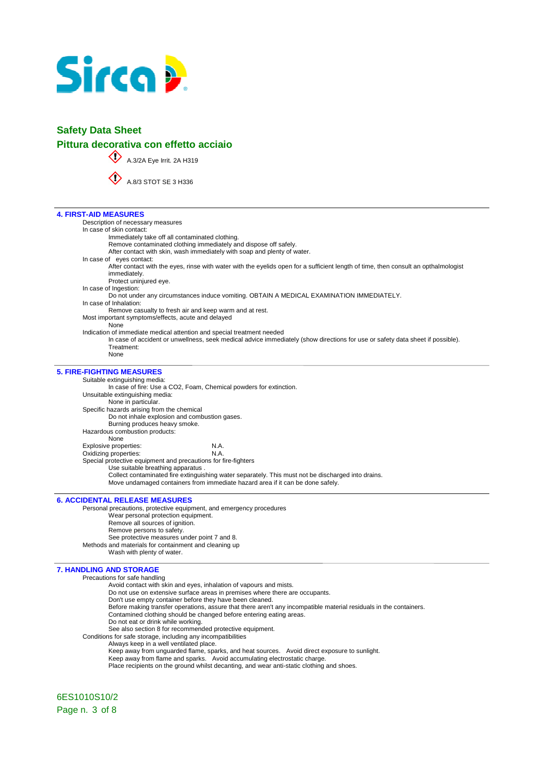## Safety Data Sheet
## Pittura decorativa con effetto acciaio

A.3/2A Eye Irrit. 2A H319

A.8/3 STOT SE 3 H336

### 4. FIRST-AID MEASURES

Description of necessary measures

In case of skin contact:

Immediately take off all contaminated clothing.
Remove contaminated clothing immediately and dispose off safely.
After contact with skin, wash immediately with soap and plenty of water.

In case of eyes contact:

After contact with the eyes, rinse with water with the eyelids open for a sufficient length of time, then consult an opthalmologist immediately.
Protect uninjured eye.

In case of Ingestion:

Do not under any circumstances induce vomiting. OBTAIN A MEDICAL EXAMINATION IMMEDIATELY.

In case of Inhalation:

Remove casualty to fresh air and keep warm and at rest.

Most important symptoms/effects, acute and delayed

None

Indication of immediate medical attention and special treatment needed

In case of accident or unwellness, seek medical advice immediately (show directions for use or safety data sheet if possible).
Treatment:
None

### 5. FIRE-FIGHTING MEASURES

Suitable extinguishing media:

In case of fire: Use a $CO_2$, Foam, Chemical powders for extinction.

Unsuitable extinguishing media:

None in particular.

Specific hazards arising from the chemical

Do not inhale explosion and combustion gases.
Burning produces heavy smoke.

Hazardous combustion products:

None

Explosive properties: N.A.

Oxidizing properties: N.A.

Special protective equipment and precautions for fire-fighters

Use suitable breathing apparatus .
Collect contaminated fire extinguishing water separately. This must not be discharged into drains.
Move undamaged containers from immediate hazard area if it can be done safely.

### 6. ACCIDENTAL RELEASE MEASURES

Personal precautions, protective equipment, and emergency procedures

Wear personal protection equipment.
Remove all sources of ignition.
Remove persons to safety.
See protective measures under point 7 and 8.

Methods and materials for containment and cleaning up

Wash with plenty of water.

### 7. HANDLING AND STORAGE

Precautions for safe handling

Avoid contact with skin and eyes, inhalation of vapours and mists.
Do not use on extensive surface areas in premises where there are occupants.
Don't use empty container before they have been cleaned.
Before making transfer operations, assure that there aren't any incompatible material residuals in the containers.
Contamined clothing should be changed before entering eating areas.
Do not eat or drink while working.
See also section 8 for recommended protective equipment.

Conditions for safe storage, including any incompatibilities

Always keep in a well ventilated place.
Keep away from unguarded flame, sparks, and heat sources. Avoid direct exposure to sunlight.
Keep away from flame and sparks. Avoid accumulating electrostatic charge.
Place recipients on the ground whilst decanting, and wear anti-static clothing and shoes.

6ES1010S10/2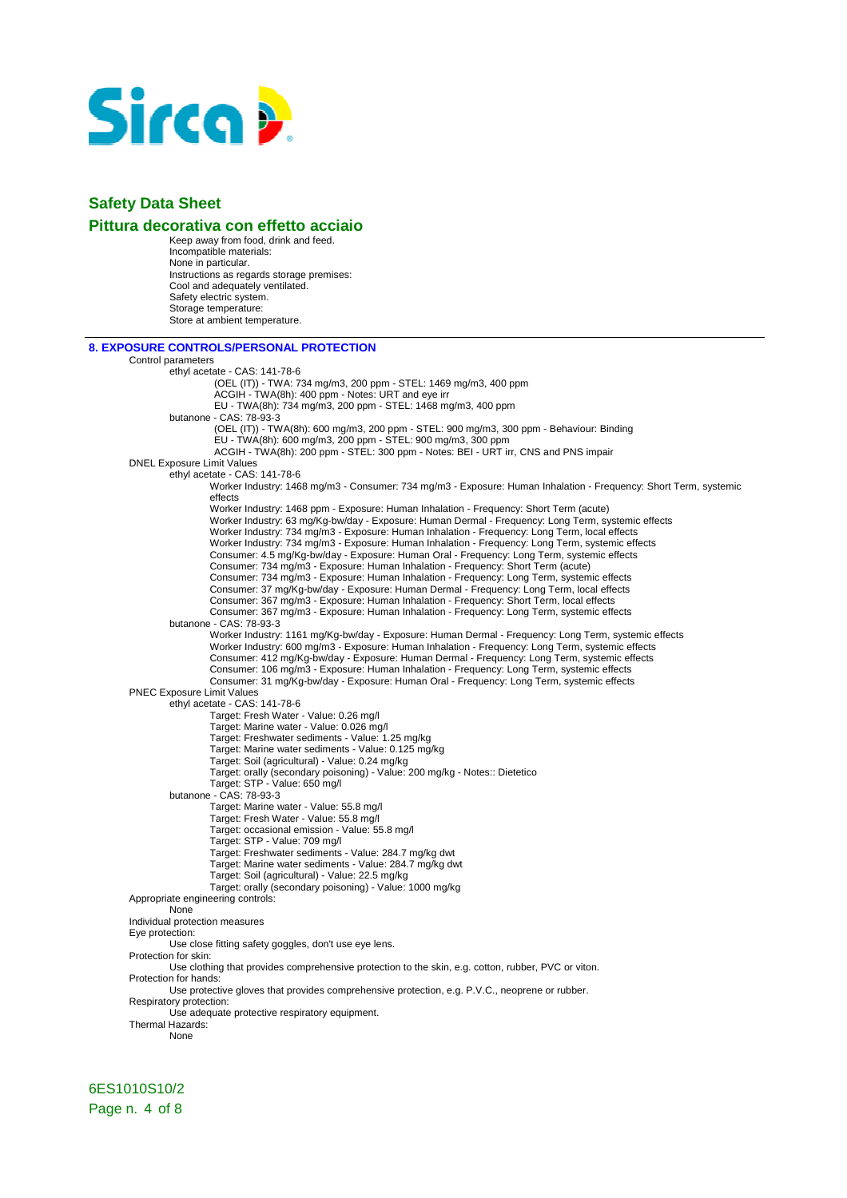Keep away from food, drink and feed.
Incompatible materials:
None in particular.
Instructions as regards storage premises:
Cool and adequately ventilated.
Safety electric system.
Storage temperature:
Store at ambient temperature.

## 8. EXPOSURE CONTROLS/PERSONAL PROTECTION

Control parameters

- ethyl acetate - CAS: 141-78-6
  - (OEL (IT)) - TWA: 734 mg/m3, 200 ppm - STEL: 1469 mg/m3, 400 ppm
  - ACGIH - TWA(8h): 400 ppm - Notes: URT and eye irr
  - EU - TWA(8h): 734 mg/m3, 200 ppm - STEL: 1468 mg/m3, 400 ppm
- butanone - CAS: 78-93-3
  - (OEL (IT)) - TWA(8h): 600 mg/m3, 200 ppm - STEL: 900 mg/m3, 300 ppm - Behaviour: Binding
  - EU - TWA(8h): 600 mg/m3, 200 ppm - STEL: 900 mg/m3, 300 ppm
  - ACGIH - TWA(8h): 200 ppm - STEL: 300 ppm - Notes: BEI - URT irr, CNS and PNS impair

DNEL Exposure Limit Values

- ethyl acetate - CAS: 141-78-6
  - Worker Industry: 1468 mg/m3 - Consumer: 734 mg/m3 - Exposure: Human Inhalation - Frequency: Short Term, systemic effects
  - Worker Industry: 1468 ppm - Exposure: Human Inhalation - Frequency: Short Term (acute)
  - Worker Industry: 63 mg/Kg-bw/day - Exposure: Human Dermal - Frequency: Long Term, systemic effects
  - Worker Industry: 734 mg/m3 - Exposure: Human Inhalation - Frequency: Long Term, local effects
  - Worker Industry: 734 mg/m3 - Exposure: Human Inhalation - Frequency: Long Term, systemic effects
  - Consumer: 4.5 mg/Kg-bw/day - Exposure: Human Oral - Frequency: Long Term, systemic effects
  - Consumer: 734 mg/m3 - Exposure: Human Inhalation - Frequency: Short Term (acute)
  - Consumer: 734 mg/m3 - Exposure: Human Inhalation - Frequency: Long Term, systemic effects
  - Consumer: 37 mg/Kg-bw/day - Exposure: Human Dermal - Frequency: Long Term, local effects
  - Consumer: 367 mg/m3 - Exposure: Human Inhalation - Frequency: Short Term, local effects
  - Consumer: 367 mg/m3 - Exposure: Human Inhalation - Frequency: Long Term, systemic effects
- butanone - CAS: 78-93-3
  - Worker Industry: 1161 mg/Kg-bw/day - Exposure: Human Dermal - Frequency: Long Term, systemic effects
  - Worker Industry: 600 mg/m3 - Exposure: Human Inhalation - Frequency: Long Term, systemic effects
  - Consumer: 412 mg/Kg-bw/day - Exposure: Human Dermal - Frequency: Long Term, systemic effects
  - Consumer: 106 mg/m3 - Exposure: Human Inhalation - Frequency: Long Term, systemic effects
  - Consumer: 31 mg/Kg-bw/day - Exposure: Human Oral - Frequency: Long Term, systemic effects

PNEC Exposure Limit Values

- ethyl acetate - CAS: 141-78-6
  - Target: Fresh Water - Value: 0.26 mg/l
  - Target: Marine water - Value: 0.026 mg/l
  - Target: Freshwater sediments - Value: 1.25 mg/kg
  - Target: Marine water sediments - Value: 0.125 mg/kg
  - Target: Soil (agricultural) - Value: 0.24 mg/kg
  - Target: orally (secondary poisoning) - Value: 200 mg/kg - Notes:: Dietetico
  - Target: STP - Value: 650 mg/l
- butanone - CAS: 78-93-3
  - Target: Marine water - Value: 55.8 mg/l
  - Target: Fresh Water - Value: 55.8 mg/l
  - Target: occasional emission - Value: 55.8 mg/l
  - Target: STP - Value: 709 mg/l
  - Target: Freshwater sediments - Value: 284.7 mg/kg dwt
  - Target: Marine water sediments - Value: 284.7 mg/kg dwt
  - Target: Soil (agricultural) - Value: 22.5 mg/kg
  - Target: orally (secondary poisoning) - Value: 1000 mg/kg

Appropriate engineering controls:
None

Individual protection measures

Eye protection:
Use close fitting safety goggles, don't use eye lens.

Protection for skin:
Use clothing that provides comprehensive protection to the skin, e.g. cotton, rubber, PVC or viton.

Protection for hands:
Use protective gloves that provides comprehensive protection, e.g. P.V.C., neoprene or rubber.

Respiratory protection:
Use adequate protective respiratory equipment.

Thermal Hazards:
None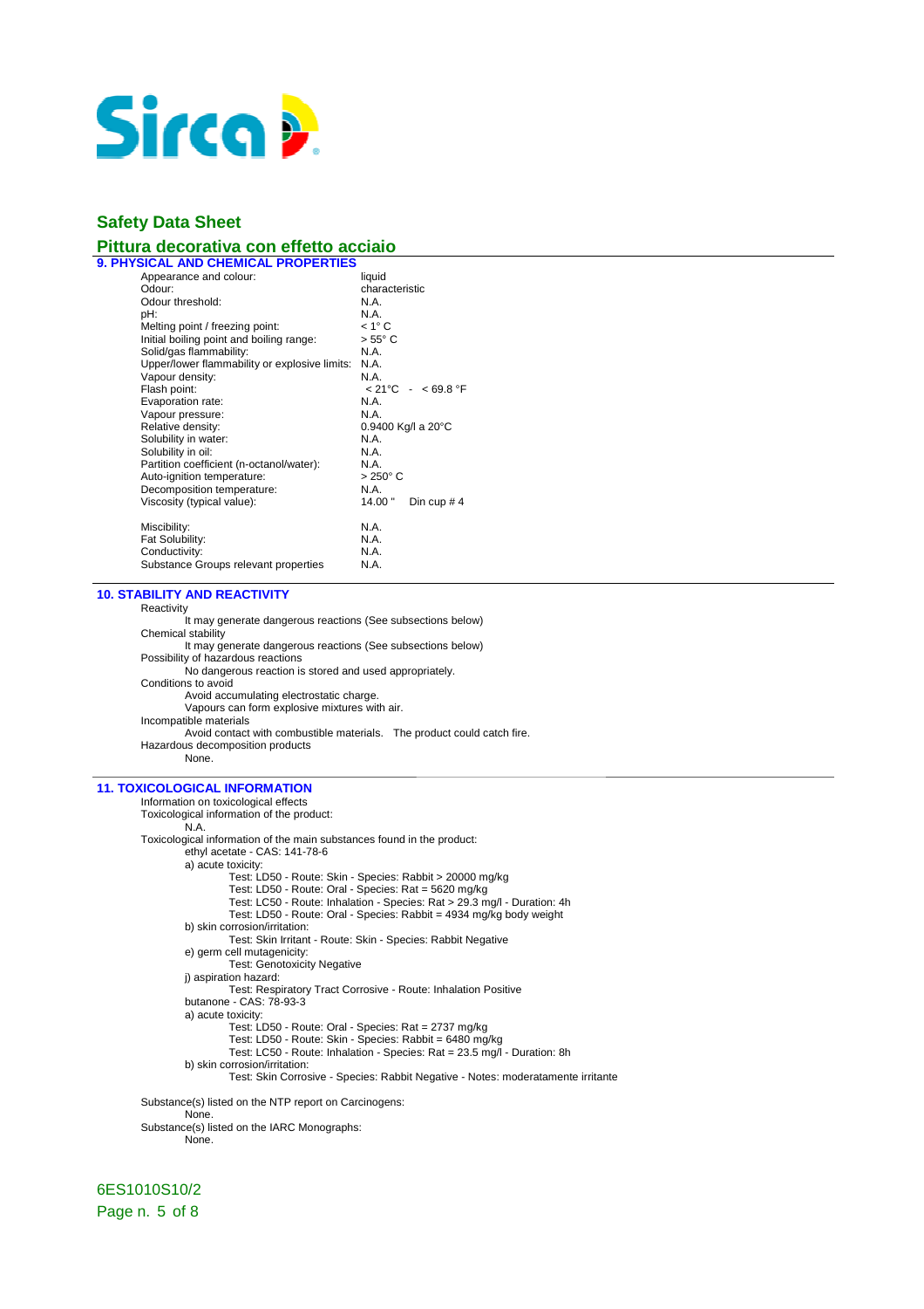## Safety Data Sheet

## Pittura decorativa con effetto acciaio

### 9. PHYSICAL AND CHEMICAL PROPERTIES

| | |
|---|---|
| Appearance and colour: | liquid |
| Odour: | characteristic |
| Odour threshold: | N.A. |
| pH: | N.A. |
| Melting point / freezing point: | < 1° C |
| Initial boiling point and boiling range: | > 55° C |
| Solid/gas flammability: | N.A. |
| Upper/lower flammability or explosive limits: | N.A. |
| Vapour density: | N.A. |
| Flash point: | < 21°C - < 69.8 °F |
| Evaporation rate: | N.A. |
| Vapour pressure: | N.A. |
| Relative density: | 0.9400 Kg/l a 20°C |
| Solubility in water: | N.A. |
| Solubility in oil: | N.A. |
| Partition coefficient (n-octanol/water): | N.A. |
| Auto-ignition temperature: | > 250° C |
| Decomposition temperature: | N.A. |
| Viscosity (typical value): | 14.00 " Din cup # 4 |
| Miscibility: | N.A. |
| Fat Solubility: | N.A. |
| Conductivity: | N.A. |
| Substance Groups relevant properties | N.A. |

### 10. STABILITY AND REACTIVITY

Reactivity
- It may generate dangerous reactions (See subsections below)

Chemical stability
- It may generate dangerous reactions (See subsections below)

Possibility of hazardous reactions
- No dangerous reaction is stored and used appropriately.

Conditions to avoid
- Avoid accumulating electrostatic charge.
- Vapours can form explosive mixtures with air.

Incompatible materials
- Avoid contact with combustible materials. The product could catch fire.

Hazardous decomposition products
- None.

### 11. TOXICOLOGICAL INFORMATION

Information on toxicological effects

Toxicological information of the product:
- N.A.

Toxicological information of the main substances found in the product:
- ethyl acetate - CAS: 141-78-6
  - a) acute toxicity:
    - Test: LD50 - Route: Skin - Species: Rabbit > 20000 mg/kg
    - Test: LD50 - Route: Oral - Species: Rat = 5620 mg/kg
    - Test: LC50 - Route: Inhalation - Species: Rat > 29.3 mg/l - Duration: 4h
    - Test: LD50 - Route: Oral - Species: Rabbit = 4934 mg/kg body weight
  - b) skin corrosion/irritation:
    - Test: Skin Irritant - Route: Skin - Species: Rabbit Negative
  - e) germ cell mutagenicity:
    - Test: Genotoxicity Negative
  - j) aspiration hazard:
    - Test: Respiratory Tract Corrosive - Route: Inhalation Positive
- butanone - CAS: 78-93-3
  - a) acute toxicity:
    - Test: LD50 - Route: Oral - Species: Rat = 2737 mg/kg
    - Test: LD50 - Route: Skin - Species: Rabbit = 6480 mg/kg
    - Test: LC50 - Route: Inhalation - Species: Rat = 23.5 mg/l - Duration: 8h
  - b) skin corrosion/irritation:
    - Test: Skin Corrosive - Species: Rabbit Negative - Notes: moderatamente irritante

Substance(s) listed on the NTP report on Carcinogens:
- None.

Substance(s) listed on the IARC Monographs:
- None.

6ES1010S10/2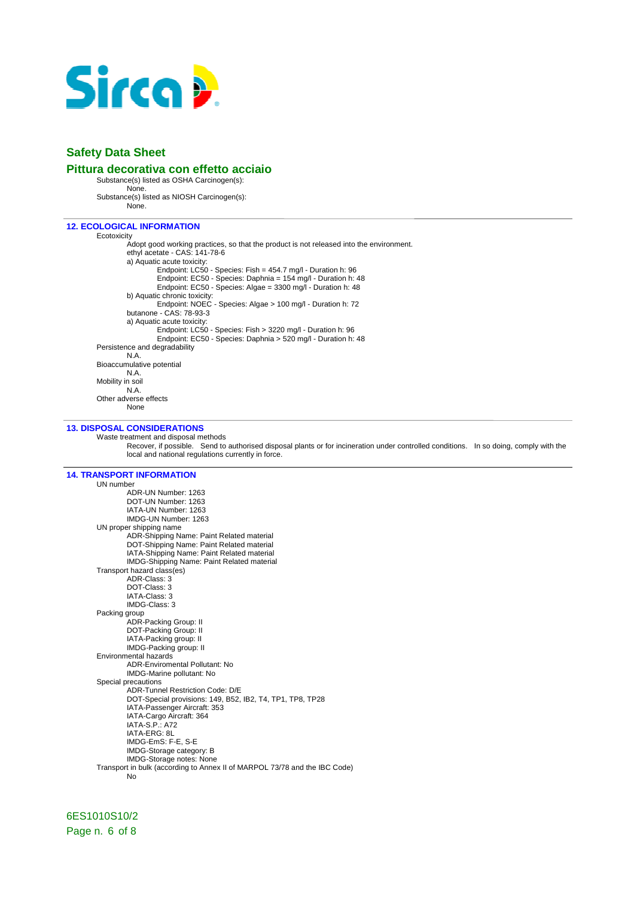## Safety Data Sheet

## Pittura decorativa con effetto acciaio

Substance(s) listed as OSHA Carcinogen(s):
None.
Substance(s) listed as NIOSH Carcinogen(s):
None.

### 12. ECOLOGICAL INFORMATION

Ecotoxicity
Adopt good working practices, so that the product is not released into the environment.
ethyl acetate - CAS: 141-78-6
a) Aquatic acute toxicity:
Endpoint: LC50 - Species: Fish = 454.7 mg/l - Duration h: 96
Endpoint: EC50 - Species: Daphnia = 154 mg/l - Duration h: 48
Endpoint: EC50 - Species: Algae = 3300 mg/l - Duration h: 48
b) Aquatic chronic toxicity:
Endpoint: NOEC - Species: Algae > 100 mg/l - Duration h: 72
butanone - CAS: 78-93-3
a) Aquatic acute toxicity:
Endpoint: LC50 - Species: Fish > 3220 mg/l - Duration h: 96
Endpoint: EC50 - Species: Daphnia > 520 mg/l - Duration h: 48

Persistence and degradability
N.A.
Bioaccumulative potential
N.A.
Mobility in soil
N.A.
Other adverse effects
None

### 13. DISPOSAL CONSIDERATIONS

Waste treatment and disposal methods
Recover, if possible. Send to authorised disposal plants or for incineration under controlled conditions. In so doing, comply with the local and national regulations currently in force.

### 14. TRANSPORT INFORMATION

UN number
ADR-UN Number: 1263
DOT-UN Number: 1263
IATA-UN Number: 1263
IMDG-UN Number: 1263

UN proper shipping name
ADR-Shipping Name: Paint Related material
DOT-Shipping Name: Paint Related material
IATA-Shipping Name: Paint Related material
IMDG-Shipping Name: Paint Related material

Transport hazard class(es)
ADR-Class: 3
DOT-Class: 3
IATA-Class: 3
IMDG-Class: 3

Packing group
ADR-Packing Group: II
DOT-Packing Group: II
IATA-Packing group: II
IMDG-Packing group: II

Environmental hazards
ADR-Enviromental Pollutant: No
IMDG-Marine pollutant: No

Special precautions
ADR-Tunnel Restriction Code: D/E
DOT-Special provisions: 149, B52, IB2, T4, TP1, TP8, TP28
IATA-Passenger Aircraft: 353
IATA-Cargo Aircraft: 364
IATA-S.P.: A72
IATA-ERG: 8L
IMDG-EmS: F-E, S-E
IMDG-Storage category: B
IMDG-Storage notes: None

Transport in bulk (according to Annex II of MARPOL 73/78 and the IBC Code)
No

6ES1010S10/2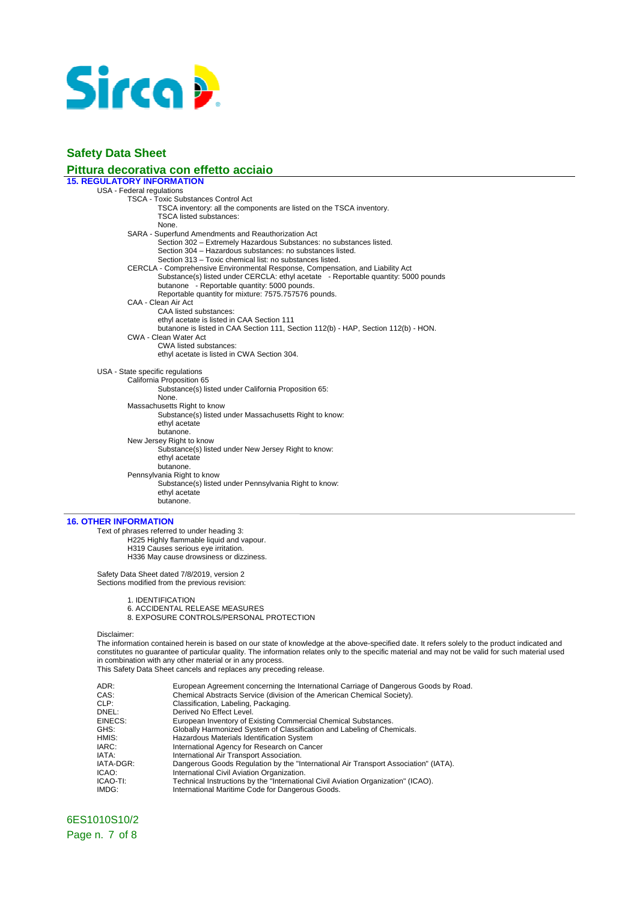# Safety Data Sheet

## Pittura decorativa con effetto acciaio

### 15. REGULATORY INFORMATION

USA - Federal regulations

TSCA - Toxic Substances Control Act

TSCA inventory: all the components are listed on the TSCA inventory.
TSCA listed substances:
None.

SARA - Superfund Amendments and Reauthorization Act

Section 302 – Extremely Hazardous Substances: no substances listed.
Section 304 – Hazardous substances: no substances listed.
Section 313 – Toxic chemical list: no substances listed.

CERCLA - Comprehensive Environmental Response, Compensation, and Liability Act

Substance(s) listed under CERCLA: ethyl acetate - Reportable quantity: 5000 pounds
butanone - Reportable quantity: 5000 pounds.
Reportable quantity for mixture: 7575.757576 pounds.

CAA - Clean Air Act

CAA listed substances:
ethyl acetate is listed in CAA Section 111
butanone is listed in CAA Section 111, Section 112(b) - HAP, Section 112(b) - HON.

CWA - Clean Water Act

CWA listed substances:
ethyl acetate is listed in CWA Section 304.

USA - State specific regulations

California Proposition 65

Substance(s) listed under California Proposition 65:
None.

Massachusetts Right to know

Substance(s) listed under Massachusetts Right to know:
ethyl acetate
butanone.

New Jersey Right to know

Substance(s) listed under New Jersey Right to know:
ethyl acetate
butanone.

Pennsylvania Right to know

Substance(s) listed under Pennsylvania Right to know:
ethyl acetate
butanone.

### 16. OTHER INFORMATION

Text of phrases referred to under heading 3:

H225 Highly flammable liquid and vapour.
H319 Causes serious eye irritation.
H336 May cause drowsiness or dizziness.

Safety Data Sheet dated 7/8/2019, version 2
Sections modified from the previous revision:

1. IDENTIFICATION
6. ACCIDENTAL RELEASE MEASURES
8. EXPOSURE CONTROLS/PERSONAL PROTECTION

Disclaimer:
The information contained herein is based on our state of knowledge at the above-specified date. It refers solely to the product indicated and constitutes no guarantee of particular quality. The information relates only to the specific material and may not be valid for such material used in combination with any other material or in any process.
This Safety Data Sheet cancels and replaces any preceding release.

| | |
|---|---|
| ADR: | European Agreement concerning the International Carriage of Dangerous Goods by Road. |
| CAS: | Chemical Abstracts Service (division of the American Chemical Society). |
| CLP: | Classification, Labeling, Packaging. |
| DNEL: | Derived No Effect Level. |
| EINECS: | European Inventory of Existing Commercial Chemical Substances. |
| GHS: | Globally Harmonized System of Classification and Labeling of Chemicals. |
| HMIS: | Hazardous Materials Identification System |
| IARC: | International Agency for Research on Cancer |
| IATA: | International Air Transport Association. |
| IATA-DGR: | Dangerous Goods Regulation by the "International Air Transport Association" (IATA). |
| ICAO: | International Civil Aviation Organization. |
| ICAO-TI: | Technical Instructions by the "International Civil Aviation Organization" (ICAO). |
| IMDG: | International Maritime Code for Dangerous Goods. |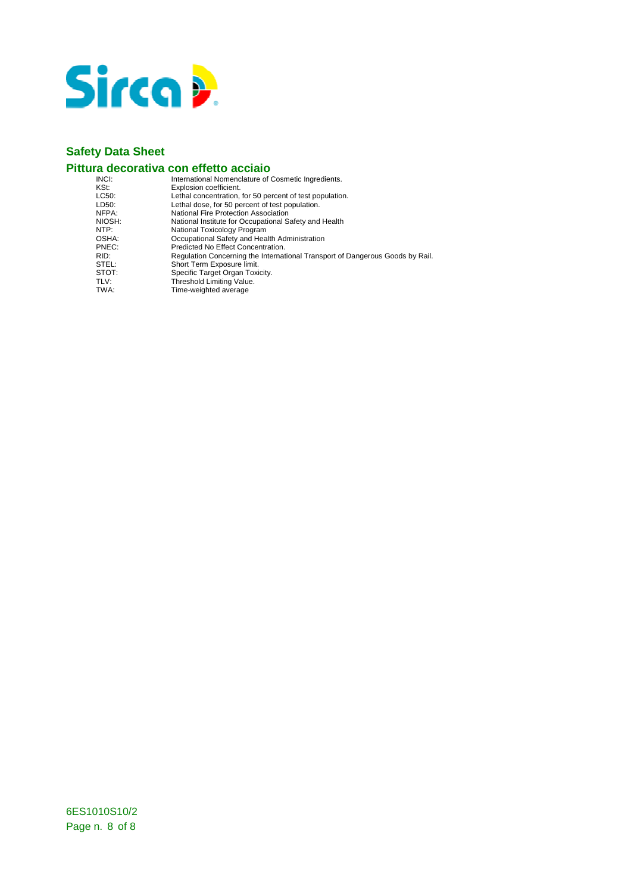## Safety Data Sheet

## Pittura decorativa con effetto acciaio

| | |
|---|---|
| INCI: | International Nomenclature of Cosmetic Ingredients. |
| KSt: | Explosion coefficient. |
| LC50: | Lethal concentration, for 50 percent of test population. |
| LD50: | Lethal dose, for 50 percent of test population. |
| NFPA: | National Fire Protection Association |
| NIOSH: | National Institute for Occupational Safety and Health |
| NTP: | National Toxicology Program |
| OSHA: | Occupational Safety and Health Administration |
| PNEC: | Predicted No Effect Concentration. |
| RID: | Regulation Concerning the International Transport of Dangerous Goods by Rail. |
| STEL: | Short Term Exposure limit. |
| STOT: | Specific Target Organ Toxicity. |
| TLV: | Threshold Limiting Value. |
| TWA: | Time-weighted average |

6ES1010S10/2